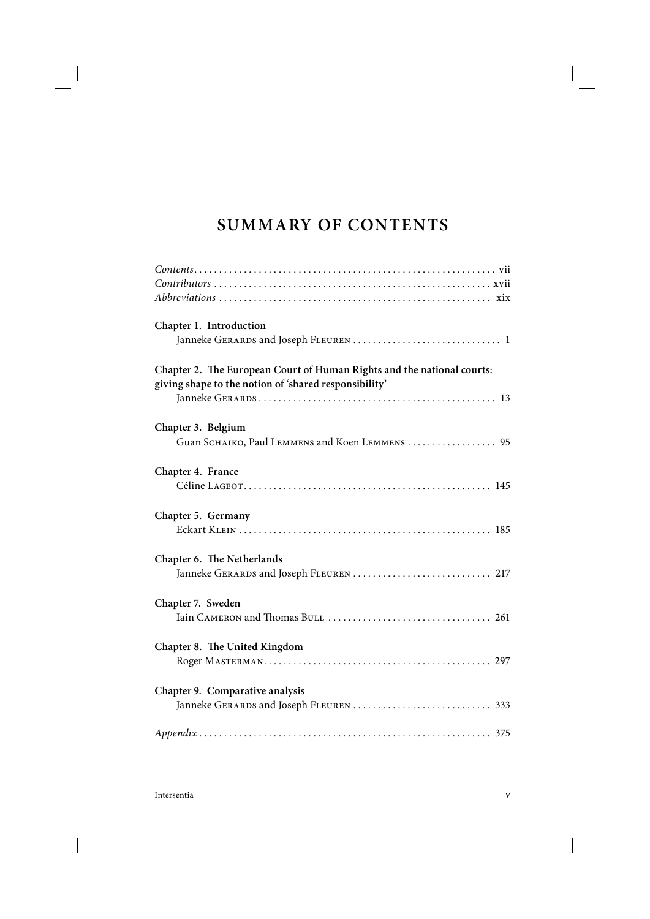# SUMMARY OF CONTENTS

*Contents* ........................................................... vii
*Contributors* ........................................................ xvii
*Abbreviations* ....................................................... xix

**Chapter 1. Introduction**
Janneke Gerards and Joseph Fleuren ............................. 1

**Chapter 2. The European Court of Human Rights and the national courts: giving shape to the notion of 'shared responsibility'**
Janneke Gerards ............................................... 13

**Chapter 3. Belgium**
Guan Schaiko, Paul Lemmens and Koen Lemmens .................. 95

**Chapter 4. France**
Céline Lageot ................................................. 145

**Chapter 5. Germany**
Eckart Klein .................................................. 185

**Chapter 6. The Netherlands**
Janneke Gerards and Joseph Fleuren ............................ 217

**Chapter 7. Sweden**
Iain Cameron and Thomas Bull ................................. 261

**Chapter 8. The United Kingdom**
Roger Masterman ............................................. 297

**Chapter 9. Comparative analysis**
Janneke Gerards and Joseph Fleuren ............................ 333

*Appendix* ........................................................... 375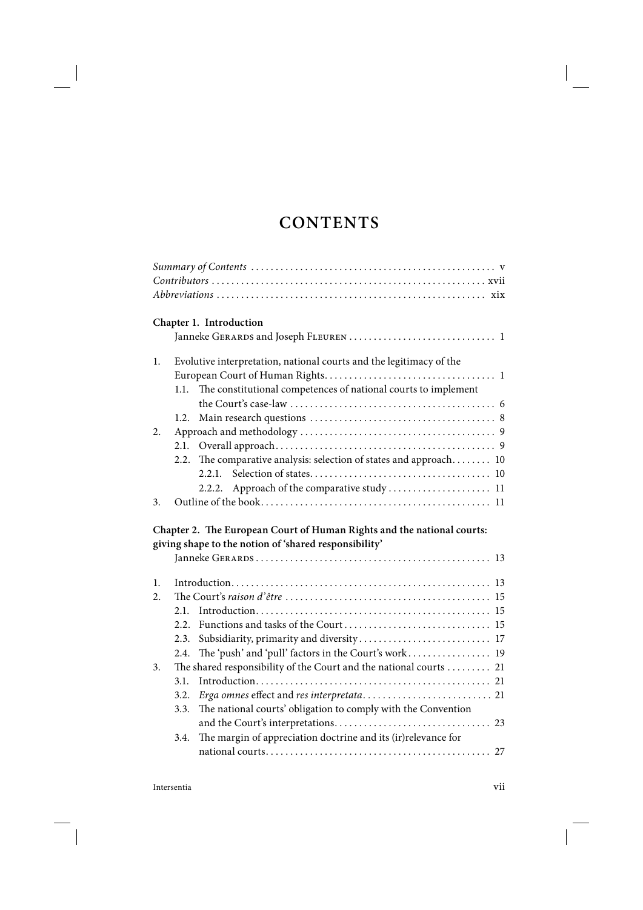# CONTENTS

*Summary of Contents* . . . . . . . . . . . . . . . . . . . . . . . . . . . . . . . . . . . . . . . . . . . . . . . . . v
*Contributors* . . . . . . . . . . . . . . . . . . . . . . . . . . . . . . . . . . . . . . . . . . . . . . . . . . . . . . xvii
*Abbreviations* . . . . . . . . . . . . . . . . . . . . . . . . . . . . . . . . . . . . . . . . . . . . . . . . . . . . . xix

**Chapter 1. Introduction**
Janneke Gerards and Joseph Fleuren . . . . . . . . . . . . . . . . . . . . . . . . . . . . . 1

1. Evolutive interpretation, national courts and the legitimacy of the European Court of Human Rights. . . . . . . . . . . . . . . . . . . . . . . . . . . . . . . . . . . 1
   1.1. The constitutional competences of national courts to implement the Court's case-law . . . . . . . . . . . . . . . . . . . . . . . . . . . . . . . . . . . . . . . . . 6
   1.2. Main research questions . . . . . . . . . . . . . . . . . . . . . . . . . . . . . . . . . . . . . 8
2. Approach and methodology . . . . . . . . . . . . . . . . . . . . . . . . . . . . . . . . . . . . . . 9
   2.1. Overall approach. . . . . . . . . . . . . . . . . . . . . . . . . . . . . . . . . . . . . . . . . . . . 9
   2.2. The comparative analysis: selection of states and approach. . . . . . . . 10
      2.2.1. Selection of states. . . . . . . . . . . . . . . . . . . . . . . . . . . . . . . . . . . . 10
      2.2.2. Approach of the comparative study . . . . . . . . . . . . . . . . . . . . . 11
3. Outline of the book. . . . . . . . . . . . . . . . . . . . . . . . . . . . . . . . . . . . . . . . . . . . . . 11

**Chapter 2. The European Court of Human Rights and the national courts: giving shape to the notion of 'shared responsibility'**
Janneke Gerards . . . . . . . . . . . . . . . . . . . . . . . . . . . . . . . . . . . . . . . . . . . . . . . 13

1. Introduction. . . . . . . . . . . . . . . . . . . . . . . . . . . . . . . . . . . . . . . . . . . . . . . . . . . . 13
2. The Court's *raison d'être* . . . . . . . . . . . . . . . . . . . . . . . . . . . . . . . . . . . . . . . . . 15
   2.1. Introduction. . . . . . . . . . . . . . . . . . . . . . . . . . . . . . . . . . . . . . . . . . . . . . . 15
   2.2. Functions and tasks of the Court . . . . . . . . . . . . . . . . . . . . . . . . . . . . . 15
   2.3. Subsidiarity, primarity and diversity . . . . . . . . . . . . . . . . . . . . . . . . . . 17
   2.4. The 'push' and 'pull' factors in the Court's work. . . . . . . . . . . . . . . . . 19
3. The shared responsibility of the Court and the national courts . . . . . . . . . 21
   3.1. Introduction. . . . . . . . . . . . . . . . . . . . . . . . . . . . . . . . . . . . . . . . . . . . . . . 21
   3.2. *Erga omnes* effect and *res interpretata*. . . . . . . . . . . . . . . . . . . . . . . . . . 21
   3.3. The national courts' obligation to comply with the Convention and the Court's interpretations. . . . . . . . . . . . . . . . . . . . . . . . . . . . . . . 23
   3.4. The margin of appreciation doctrine and its (ir)relevance for national courts. . . . . . . . . . . . . . . . . . . . . . . . . . . . . . . . . . . . . . . . . . . . . 27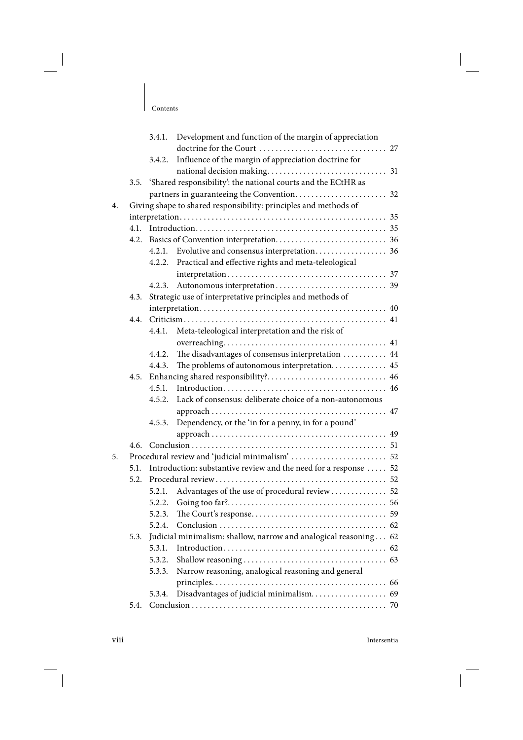3.4.1. Development and function of the margin of appreciation doctrine for the Court . . . . . . . . . . . . . . . . . . . . . . . . . . . . . . . 27
3.4.2. Influence of the margin of appreciation doctrine for national decision making . . . . . . . . . . . . . . . . . . . . . . . . . . . . . 31
3.5. 'Shared responsibility': the national courts and the ECtHR as partners in guaranteeing the Convention . . . . . . . . . . . . . . . . . . . . . . 32

4. Giving shape to shared responsibility: principles and methods of interpretation . . . . . . . . . . . . . . . . . . . . . . . . . . . . . . . . . . . . . . . . . . . . . . . . . . 35
4.1. Introduction . . . . . . . . . . . . . . . . . . . . . . . . . . . . . . . . . . . . . . . . . . . . . . . 35
4.2. Basics of Convention interpretation . . . . . . . . . . . . . . . . . . . . . . . . . . . 36
4.2.1. Evolutive and consensus interpretation . . . . . . . . . . . . . . . . . 36
4.2.2. Practical and effective rights and meta-teleological interpretation . . . . . . . . . . . . . . . . . . . . . . . . . . . . . . . . . . . . . . 37
4.2.3. Autonomous interpretation . . . . . . . . . . . . . . . . . . . . . . . . . . . 39
4.3. Strategic use of interpretative principles and methods of interpretation . . . . . . . . . . . . . . . . . . . . . . . . . . . . . . . . . . . . . . . . . . . . . . 40
4.4. Criticism . . . . . . . . . . . . . . . . . . . . . . . . . . . . . . . . . . . . . . . . . . . . . . . . . . 41
4.4.1. Meta-teleological interpretation and the risk of overreaching . . . . . . . . . . . . . . . . . . . . . . . . . . . . . . . . . . . . . . . . 41
4.4.2. The disadvantages of consensus interpretation . . . . . . . . . . . 44
4.4.3. The problems of autonomous interpretation . . . . . . . . . . . . . 45
4.5. Enhancing shared responsibility? . . . . . . . . . . . . . . . . . . . . . . . . . . . . . 46
4.5.1. Introduction . . . . . . . . . . . . . . . . . . . . . . . . . . . . . . . . . . . . . . . . 46
4.5.2. Lack of consensus: deliberate choice of a non-autonomous approach . . . . . . . . . . . . . . . . . . . . . . . . . . . . . . . . . . . . . . . . . . . 47
4.5.3. Dependency, or the 'in for a penny, in for a pound' approach . . . . . . . . . . . . . . . . . . . . . . . . . . . . . . . . . . . . . . . . . . . 49
4.6. Conclusion . . . . . . . . . . . . . . . . . . . . . . . . . . . . . . . . . . . . . . . . . . . . . . . . 51

5. Procedural review and 'judicial minimalism' . . . . . . . . . . . . . . . . . . . . . . . 52
5.1. Introduction: substantive review and the need for a response . . . . . 52
5.2. Procedural review . . . . . . . . . . . . . . . . . . . . . . . . . . . . . . . . . . . . . . . . . . 52
5.2.1. Advantages of the use of procedural review . . . . . . . . . . . . . 52
5.2.2. Going too far? . . . . . . . . . . . . . . . . . . . . . . . . . . . . . . . . . . . . . . . 56
5.2.3. The Court's response . . . . . . . . . . . . . . . . . . . . . . . . . . . . . . . . . 59
5.2.4. Conclusion . . . . . . . . . . . . . . . . . . . . . . . . . . . . . . . . . . . . . . . . . 62
5.3. Judicial minimalism: shallow, narrow and analogical reasoning . . . 62
5.3.1. Introduction . . . . . . . . . . . . . . . . . . . . . . . . . . . . . . . . . . . . . . . . 62
5.3.2. Shallow reasoning . . . . . . . . . . . . . . . . . . . . . . . . . . . . . . . . . . . 63
5.3.3. Narrow reasoning, analogical reasoning and general principles . . . . . . . . . . . . . . . . . . . . . . . . . . . . . . . . . . . . . . . . . . . 66
5.3.4. Disadvantages of judicial minimalism . . . . . . . . . . . . . . . . . . 69
5.4. Conclusion . . . . . . . . . . . . . . . . . . . . . . . . . . . . . . . . . . . . . . . . . . . . . . . . 70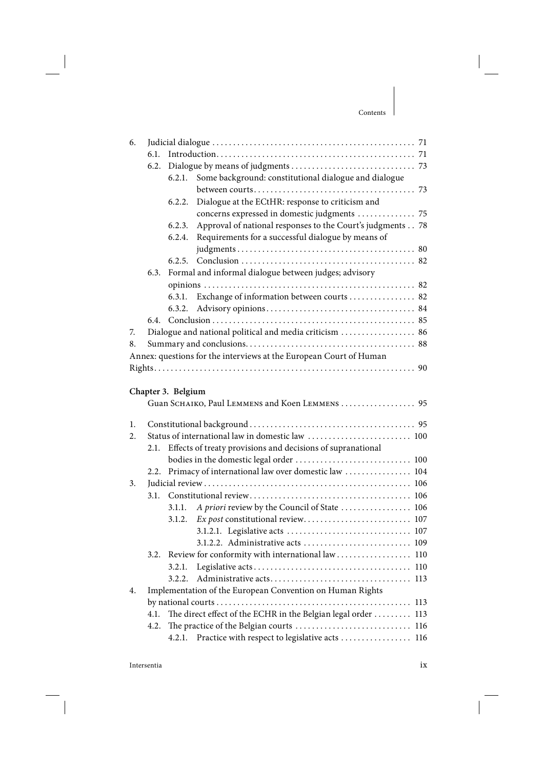6. Judicial dialogue . . . . . . . . . . . . . . . . . . . . . . . . . . . . . . . . . . . . . . . . . . . . . . . . 71
   6.1. Introduction . . . . . . . . . . . . . . . . . . . . . . . . . . . . . . . . . . . . . . . . . . . . . . . 71
   6.2. Dialogue by means of judgments . . . . . . . . . . . . . . . . . . . . . . . . . . . . . 73
      6.2.1. Some background: constitutional dialogue and dialogue between courts . . . . . . . . . . . . . . . . . . . . . . . . . . . . . . . . . . . . . . 73
      6.2.2. Dialogue at the ECtHR: response to criticism and concerns expressed in domestic judgments . . . . . . . . . . . . . 75
      6.2.3. Approval of national responses to the Court's judgments . . 78
      6.2.4. Requirements for a successful dialogue by means of judgments . . . . . . . . . . . . . . . . . . . . . . . . . . . . . . . . . . . . . . . . . . 80
      6.2.5. Conclusion . . . . . . . . . . . . . . . . . . . . . . . . . . . . . . . . . . . . . . . . . 82
   6.3. Formal and informal dialogue between judges; advisory opinions . . . . . . . . . . . . . . . . . . . . . . . . . . . . . . . . . . . . . . . . . . . . . . . . . . 82
      6.3.1. Exchange of information between courts . . . . . . . . . . . . . . . . 82
      6.3.2. Advisory opinions . . . . . . . . . . . . . . . . . . . . . . . . . . . . . . . . . . . 84
   6.4. Conclusion . . . . . . . . . . . . . . . . . . . . . . . . . . . . . . . . . . . . . . . . . . . . . . . . 85
7. Dialogue and national political and media criticism . . . . . . . . . . . . . . . . . 86
8. Summary and conclusions . . . . . . . . . . . . . . . . . . . . . . . . . . . . . . . . . . . . . . . . 88

Annex: questions for the interviews at the European Court of Human Rights . . . . . . . . . . . . . . . . . . . . . . . . . . . . . . . . . . . . . . . . . . . . . . . . . . . . . . . . . . . . 90

**Chapter 3. Belgium**

Guan Schaiko, Paul Lemmens and Koen Lemmens . . . . . . . . . . . . . . . . . . 95

1. Constitutional background . . . . . . . . . . . . . . . . . . . . . . . . . . . . . . . . . . . . . . . 95
2. Status of international law in domestic law . . . . . . . . . . . . . . . . . . . . . . . . . 100
   2.1. Effects of treaty provisions and decisions of supranational bodies in the domestic legal order . . . . . . . . . . . . . . . . . . . . . . . . . . . 100
   2.2. Primacy of international law over domestic law . . . . . . . . . . . . . . . . 104
3. Judicial review . . . . . . . . . . . . . . . . . . . . . . . . . . . . . . . . . . . . . . . . . . . . . . . . . 106
   3.1. Constitutional review . . . . . . . . . . . . . . . . . . . . . . . . . . . . . . . . . . . . . . . 106
      3.1.1. *A priori* review by the Council of State . . . . . . . . . . . . . . . . . 106
      3.1.2. *Ex post* constitutional review . . . . . . . . . . . . . . . . . . . . . . . . . . 107
         3.1.2.1. Legislative acts . . . . . . . . . . . . . . . . . . . . . . . . . . . . . 107
         3.1.2.2. Administrative acts . . . . . . . . . . . . . . . . . . . . . . . . . 109
   3.2. Review for conformity with international law . . . . . . . . . . . . . . . . . 110
      3.2.1. Legislative acts . . . . . . . . . . . . . . . . . . . . . . . . . . . . . . . . . . . . . 110
      3.2.2. Administrative acts . . . . . . . . . . . . . . . . . . . . . . . . . . . . . . . . . . 113
4. Implementation of the European Convention on Human Rights by national courts . . . . . . . . . . . . . . . . . . . . . . . . . . . . . . . . . . . . . . . . . . . . . . 113
   4.1. The direct effect of the ECHR in the Belgian legal order . . . . . . . . . 113
   4.2. The practice of the Belgian courts . . . . . . . . . . . . . . . . . . . . . . . . . . . 116
      4.2.1. Practice with respect to legislative acts . . . . . . . . . . . . . . . . . 116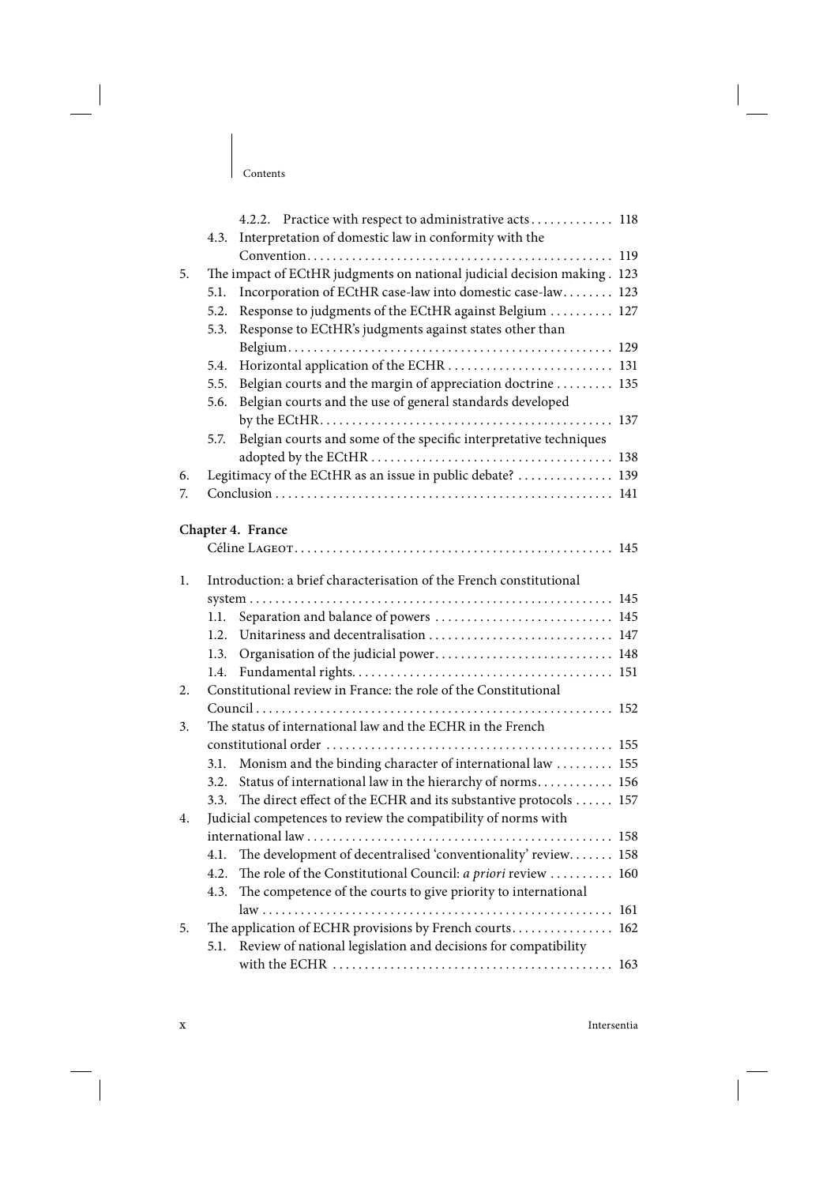- 4.2.2. Practice with respect to administrative acts . . . . . . . . . . . . . 118
- 4.3. Interpretation of domestic law in conformity with the Convention . . . . . . . . . . . . . . . . . . . . . . . . . . . . . . . . . . . . . . . . . . . . . . . . 119

5. The impact of ECtHR judgments on national judicial decision making . 123
   - 5.1. Incorporation of ECtHR case-law into domestic case-law . . . . . . . . 123
   - 5.2. Response to judgments of the ECtHR against Belgium . . . . . . . . . . 127
   - 5.3. Response to ECtHR's judgments against states other than Belgium . . . . . . . . . . . . . . . . . . . . . . . . . . . . . . . . . . . . . . . . . . . . . . . . . . 129
   - 5.4. Horizontal application of the ECHR . . . . . . . . . . . . . . . . . . . . . . . . . . 131
   - 5.5. Belgian courts and the margin of appreciation doctrine . . . . . . . . . 135
   - 5.6. Belgian courts and the use of general standards developed by the ECtHR . . . . . . . . . . . . . . . . . . . . . . . . . . . . . . . . . . . . . . . . . . . . . 137
   - 5.7. Belgian courts and some of the specific interpretative techniques adopted by the ECtHR . . . . . . . . . . . . . . . . . . . . . . . . . . . . . . . . . . . . . 138
6. Legitimacy of the ECtHR as an issue in public debate? . . . . . . . . . . . . . . . 139
7. Conclusion . . . . . . . . . . . . . . . . . . . . . . . . . . . . . . . . . . . . . . . . . . . . . . . . . . . . 141

## Chapter 4. France

Céline Lageot . . . . . . . . . . . . . . . . . . . . . . . . . . . . . . . . . . . . . . . . . . . . . . . . . 145

1. Introduction: a brief characterisation of the French constitutional system . . . . . . . . . . . . . . . . . . . . . . . . . . . . . . . . . . . . . . . . . . . . . . . . . . . . . . . . 145
   - 1.1. Separation and balance of powers . . . . . . . . . . . . . . . . . . . . . . . . . . . . 145
   - 1.2. Unitariness and decentralisation . . . . . . . . . . . . . . . . . . . . . . . . . . . . . 147
   - 1.3. Organisation of the judicial power . . . . . . . . . . . . . . . . . . . . . . . . . . . . 148
   - 1.4. Fundamental rights . . . . . . . . . . . . . . . . . . . . . . . . . . . . . . . . . . . . . . . . . 151
2. Constitutional review in France: the role of the Constitutional Council . . . . . . . . . . . . . . . . . . . . . . . . . . . . . . . . . . . . . . . . . . . . . . . . . . . . . . . 152
3. The status of international law and the ECHR in the French constitutional order . . . . . . . . . . . . . . . . . . . . . . . . . . . . . . . . . . . . . . . . . . . . . 155
   - 3.1. Monism and the binding character of international law . . . . . . . . . 155
   - 3.2. Status of international law in the hierarchy of norms . . . . . . . . . . . . 156
   - 3.3. The direct effect of the ECHR and its substantive protocols . . . . . . 157
4. Judicial competences to review the compatibility of norms with international law . . . . . . . . . . . . . . . . . . . . . . . . . . . . . . . . . . . . . . . . . . . . . . . . 158
   - 4.1. The development of decentralised 'conventionality' review . . . . . . . 158
   - 4.2. The role of the Constitutional Council: *a priori* review . . . . . . . . . . 160
   - 4.3. The competence of the courts to give priority to international law . . . . . . . . . . . . . . . . . . . . . . . . . . . . . . . . . . . . . . . . . . . . . . . . . . . . . . . 161
5. The application of ECHR provisions by French courts . . . . . . . . . . . . . . . . 162
   - 5.1. Review of national legislation and decisions for compatibility with the ECHR . . . . . . . . . . . . . . . . . . . . . . . . . . . . . . . . . . . . . . . . . . . . 163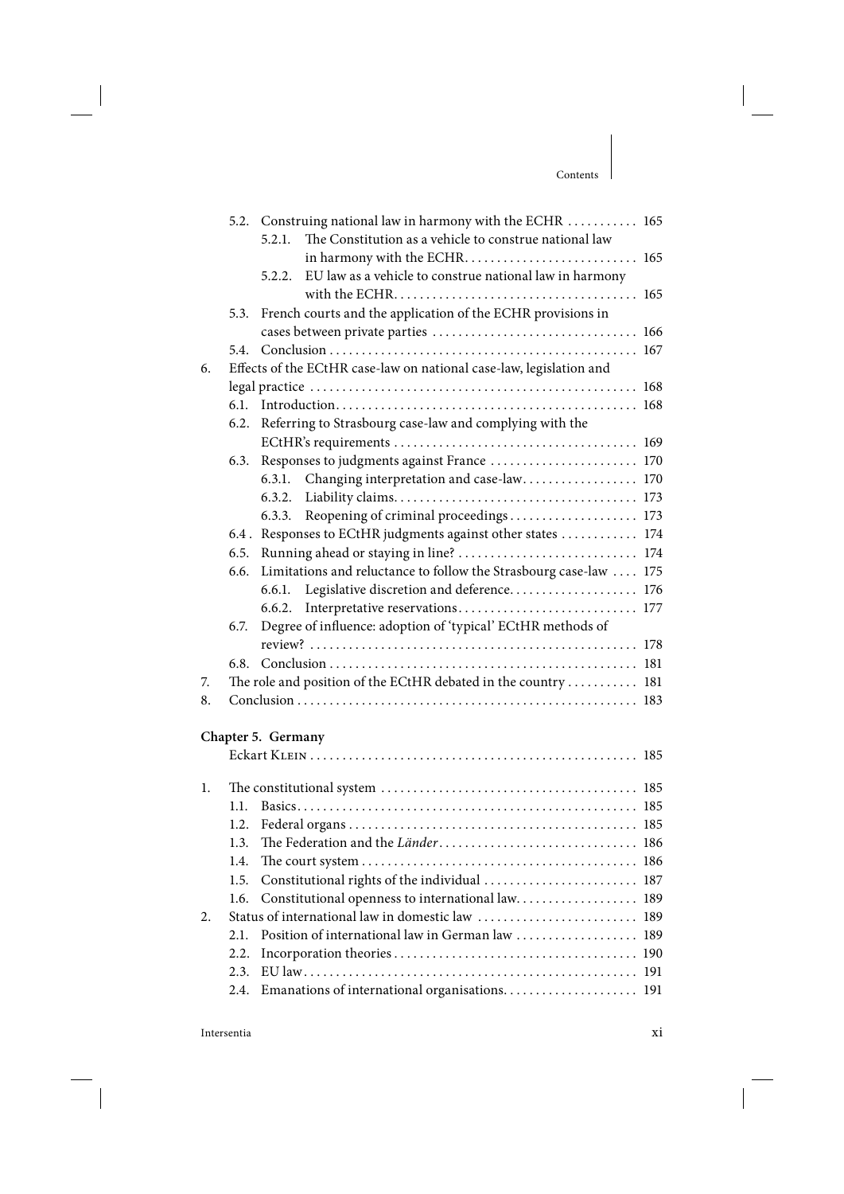5.2. Construing national law in harmony with the ECHR . . . . . . . . . . . 165
  5.2.1. The Constitution as a vehicle to construe national law in harmony with the ECHR. . . . . . . . . . . . . . . . . . . . . . . . . . . 165
  5.2.2. EU law as a vehicle to construe national law in harmony with the ECHR. . . . . . . . . . . . . . . . . . . . . . . . . . . . . . . . . . . . . . 165

5.3. French courts and the application of the ECHR provisions in cases between private parties . . . . . . . . . . . . . . . . . . . . . . . . . . . . . . . . 166

5.4. Conclusion . . . . . . . . . . . . . . . . . . . . . . . . . . . . . . . . . . . . . . . . . . . . . . . 167

6. Effects of the ECtHR case-law on national case-law, legislation and legal practice . . . . . . . . . . . . . . . . . . . . . . . . . . . . . . . . . . . . . . . . . . . . . . . . . . 168

6.1. Introduction. . . . . . . . . . . . . . . . . . . . . . . . . . . . . . . . . . . . . . . . . . . . . . . 168

6.2. Referring to Strasbourg case-law and complying with the ECtHR's requirements . . . . . . . . . . . . . . . . . . . . . . . . . . . . . . . . . . . . . 169

6.3. Responses to judgments against France . . . . . . . . . . . . . . . . . . . . . . . 170
  6.3.1. Changing interpretation and case-law. . . . . . . . . . . . . . . . . . 170
  6.3.2. Liability claims. . . . . . . . . . . . . . . . . . . . . . . . . . . . . . . . . . . . . 173
  6.3.3. Reopening of criminal proceedings . . . . . . . . . . . . . . . . . . . . 173

6.4 . Responses to ECtHR judgments against other states . . . . . . . . . . . . 174

6.5. Running ahead or staying in line? . . . . . . . . . . . . . . . . . . . . . . . . . . . . 174

6.6. Limitations and reluctance to follow the Strasbourg case-law . . . . 175
  6.6.1. Legislative discretion and deference. . . . . . . . . . . . . . . . . . . . 176
  6.6.2. Interpretative reservations. . . . . . . . . . . . . . . . . . . . . . . . . . . . 177

6.7. Degree of influence: adoption of 'typical' ECtHR methods of review? . . . . . . . . . . . . . . . . . . . . . . . . . . . . . . . . . . . . . . . . . . . . . . . . . . . 178

6.8. Conclusion . . . . . . . . . . . . . . . . . . . . . . . . . . . . . . . . . . . . . . . . . . . . . . . 181

7. The role and position of the ECtHR debated in the country . . . . . . . . . . . 181

8. Conclusion . . . . . . . . . . . . . . . . . . . . . . . . . . . . . . . . . . . . . . . . . . . . . . . . . . . . 183

## Chapter 5. Germany

Eckart Klein . . . . . . . . . . . . . . . . . . . . . . . . . . . . . . . . . . . . . . . . . . . . . . . . . . . 185

1. The constitutional system . . . . . . . . . . . . . . . . . . . . . . . . . . . . . . . . . . . . . . . . 185

1.1. Basics. . . . . . . . . . . . . . . . . . . . . . . . . . . . . . . . . . . . . . . . . . . . . . . . . . . . . 185

1.2. Federal organs . . . . . . . . . . . . . . . . . . . . . . . . . . . . . . . . . . . . . . . . . . . . . 185

1.3. The Federation and the *Länder*. . . . . . . . . . . . . . . . . . . . . . . . . . . . . . . 186

1.4. The court system . . . . . . . . . . . . . . . . . . . . . . . . . . . . . . . . . . . . . . . . . . . 186

1.5. Constitutional rights of the individual . . . . . . . . . . . . . . . . . . . . . . . . 187

1.6. Constitutional openness to international law. . . . . . . . . . . . . . . . . . . 189

2. Status of international law in domestic law . . . . . . . . . . . . . . . . . . . . . . . . . 189

2.1. Position of international law in German law . . . . . . . . . . . . . . . . . . . 189

2.2. Incorporation theories . . . . . . . . . . . . . . . . . . . . . . . . . . . . . . . . . . . . . . 190

2.3. EU law. . . . . . . . . . . . . . . . . . . . . . . . . . . . . . . . . . . . . . . . . . . . . . . . . . . . 191

2.4. Emanations of international organisations. . . . . . . . . . . . . . . . . . . . . 191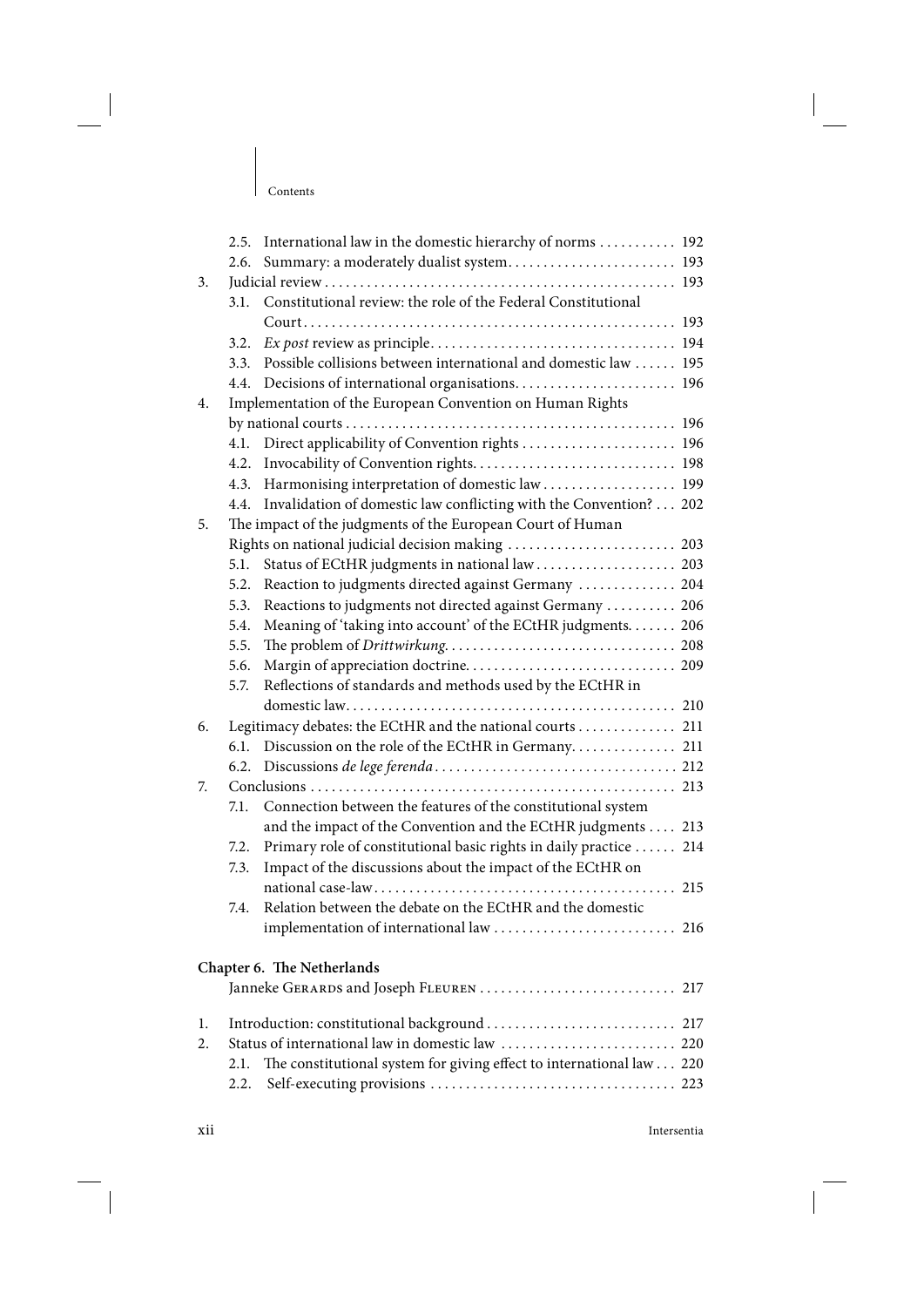2.5. International law in the domestic hierarchy of norms ........... 192
2.6. Summary: a moderately dualist system........................ 193

3. Judicial review .................................................. 193
   3.1. Constitutional review: the role of the Federal Constitutional Court.................................................... 193
   3.2. *Ex post* review as principle.................................. 194
   3.3. Possible collisions between international and domestic law ...... 195
   4.4. Decisions of international organisations....................... 196

4. Implementation of the European Convention on Human Rights by national courts .............................................. 196
   4.1. Direct applicability of Convention rights ...................... 196
   4.2. Invocability of Convention rights............................. 198
   4.3. Harmonising interpretation of domestic law ................... 199
   4.4. Invalidation of domestic law conflicting with the Convention? ... 202

5. The impact of the judgments of the European Court of Human Rights on national judicial decision making ........................ 203
   5.1. Status of ECtHR judgments in national law .................... 203
   5.2. Reaction to judgments directed against Germany .............. 204
   5.3. Reactions to judgments not directed against Germany .......... 206
   5.4. Meaning of 'taking into account' of the ECtHR judgments....... 206
   5.5. The problem of *Drittwirkung*................................. 208
   5.6. Margin of appreciation doctrine.............................. 209
   5.7. Reflections of standards and methods used by the ECtHR in domestic law.............................................. 210

6. Legitimacy debates: the ECtHR and the national courts .............. 211
   6.1. Discussion on the role of the ECtHR in Germany............... 211
   6.2. Discussions *de lege ferenda*................................. 212

7. Conclusions .................................................... 213
   7.1. Connection between the features of the constitutional system and the impact of the Convention and the ECtHR judgments .... 213
   7.2. Primary role of constitutional basic rights in daily practice ...... 214
   7.3. Impact of the discussions about the impact of the ECtHR on national case-law........................................... 215
   7.4. Relation between the debate on the ECtHR and the domestic implementation of international law .......................... 216

**Chapter 6. The Netherlands**

Janneke Gerards and Joseph Fleuren ............................ 217

1. Introduction: constitutional background ........................... 217
2. Status of international law in domestic law ......................... 220
   2.1. The constitutional system for giving effect to international law ... 220
   2.2. Self-executing provisions ................................... 223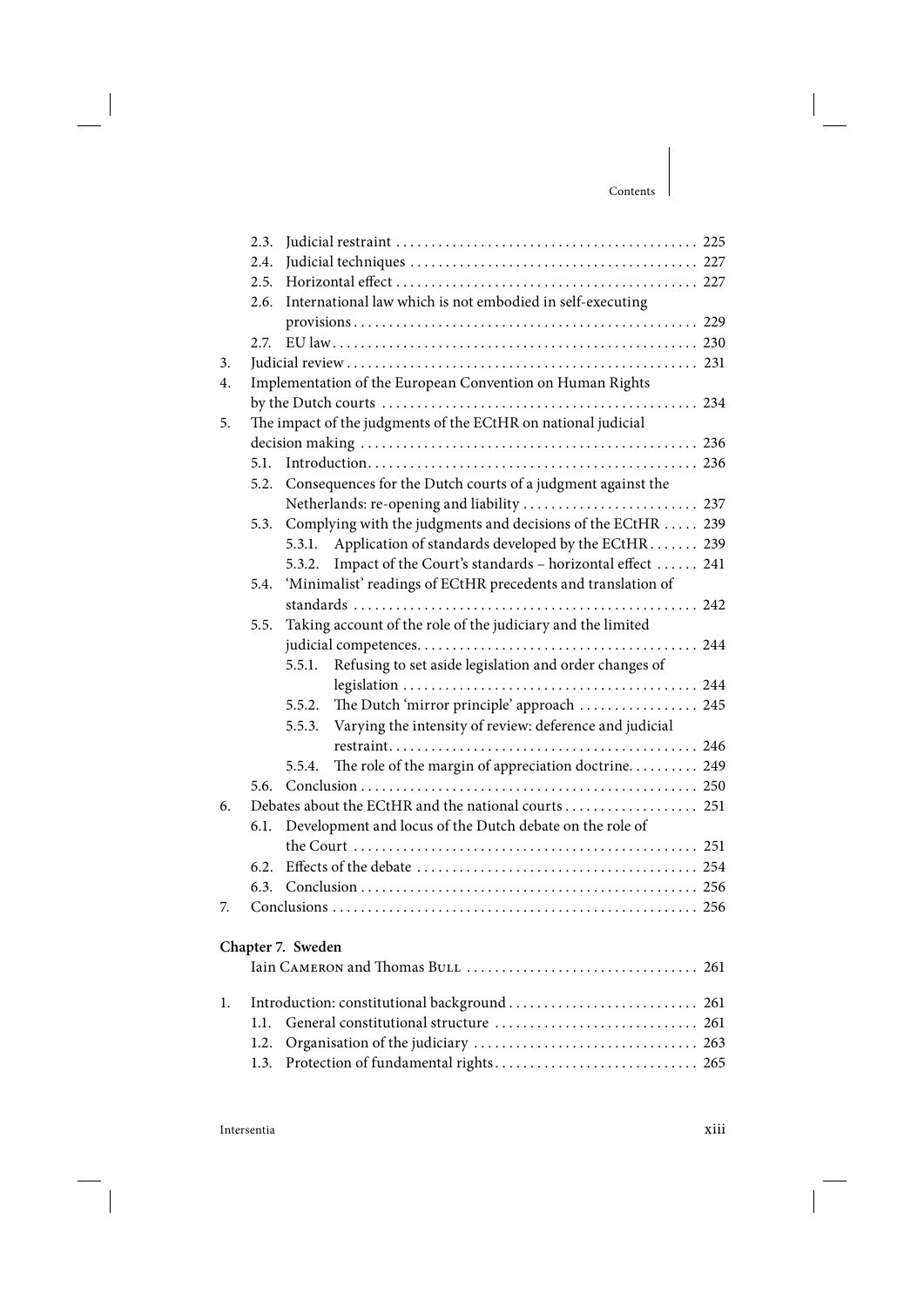2.3. Judicial restraint . . . . . . . . . . 225
2.4. Judicial techniques . . . . . . . . . . 227
2.5. Horizontal effect . . . . . . . . . . 227
2.6. International law which is not embodied in self-executing provisions . . . . . . . . . . 229
2.7. EU law . . . . . . . . . . 230

3. Judicial review . . . . . . . . . . 231
4. Implementation of the European Convention on Human Rights by the Dutch courts . . . . . . . . . . 234
5. The impact of the judgments of the ECtHR on national judicial decision making . . . . . . . . . . 236
   5.1. Introduction . . . . . . . . . . 236
   5.2. Consequences for the Dutch courts of a judgment against the Netherlands: re-opening and liability . . . . . . . . . . 237
   5.3. Complying with the judgments and decisions of the ECtHR . . . . . 239
      5.3.1. Application of standards developed by the ECtHR . . . . . . . 239
      5.3.2. Impact of the Court's standards – horizontal effect . . . . . . 241
   5.4. 'Minimalist' readings of ECtHR precedents and translation of standards . . . . . . . . . . 242
   5.5. Taking account of the role of the judiciary and the limited judicial competences . . . . . . . . . . 244
      5.5.1. Refusing to set aside legislation and order changes of legislation . . . . . . . . . . 244
      5.5.2. The Dutch 'mirror principle' approach . . . . . . . . . . 245
      5.5.3. Varying the intensity of review: deference and judicial restraint . . . . . . . . . . 246
      5.5.4. The role of the margin of appreciation doctrine . . . . . . . . . . 249
   5.6. Conclusion . . . . . . . . . . 250
6. Debates about the ECtHR and the national courts . . . . . . . . . . 251
   6.1. Development and locus of the Dutch debate on the role of the Court . . . . . . . . . . 251
   6.2. Effects of the debate . . . . . . . . . . 254
   6.3. Conclusion . . . . . . . . . . 256
7. Conclusions . . . . . . . . . . 256

**Chapter 7. Sweden**

Iain Cameron and Thomas Bull . . . . . . . . . . 261

1. Introduction: constitutional background . . . . . . . . . . 261
   1.1. General constitutional structure . . . . . . . . . . 261
   1.2. Organisation of the judiciary . . . . . . . . . . 263
   1.3. Protection of fundamental rights . . . . . . . . . . 265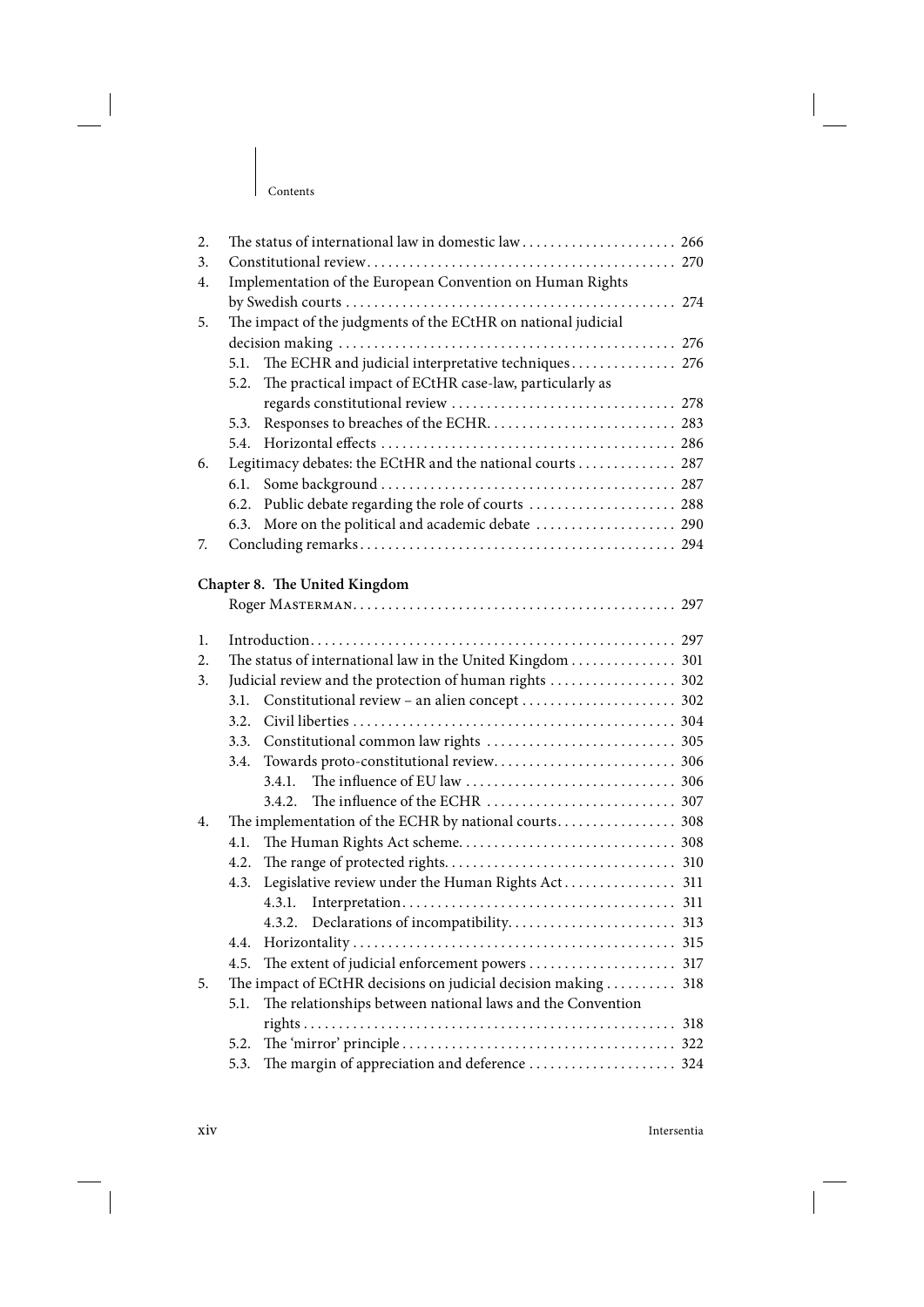2. The status of international law in domestic law ...................... 266
3. Constitutional review ........................................... 270
4. Implementation of the European Convention on Human Rights by Swedish courts ............................................... 274
5. The impact of the judgments of the ECtHR on national judicial decision making ............................................... 276
   - 5.1. The ECHR and judicial interpretative techniques ............... 276
   - 5.2. The practical impact of ECtHR case-law, particularly as regards constitutional review ............................... 278
   - 5.3. Responses to breaches of the ECHR ........................... 283
   - 5.4. Horizontal effects ......................................... 286
6. Legitimacy debates: the ECtHR and the national courts .............. 287
   - 6.1. Some background ........................................... 287
   - 6.2. Public debate regarding the role of courts ..................... 288
   - 6.3. More on the political and academic debate .................... 290
7. Concluding remarks ............................................. 294

**Chapter 8. The United Kingdom**
Roger Masterman .............................................. 297

1. Introduction .................................................... 297
2. The status of international law in the United Kingdom ............... 301
3. Judicial review and the protection of human rights .................. 302
   - 3.1. Constitutional review – an alien concept ...................... 302
   - 3.2. Civil liberties ............................................. 304
   - 3.3. Constitutional common law rights ........................... 305
   - 3.4. Towards proto-constitutional review .......................... 306
     - 3.4.1. The influence of EU law ............................... 306
     - 3.4.2. The influence of the ECHR ........................... 307
4. The implementation of the ECHR by national courts ................. 308
   - 4.1. The Human Rights Act scheme ............................... 308
   - 4.2. The range of protected rights ................................ 310
   - 4.3. Legislative review under the Human Rights Act ................ 311
     - 4.3.1. Interpretation ....................................... 311
     - 4.3.2. Declarations of incompatibility ........................ 313
   - 4.4. Horizontality ............................................. 315
   - 4.5. The extent of judicial enforcement powers ..................... 317
5. The impact of ECtHR decisions on judicial decision making .......... 318
   - 5.1. The relationships between national laws and the Convention rights ..................................................... 318
   - 5.2. The 'mirror' principle ....................................... 322
   - 5.3. The margin of appreciation and deference ..................... 324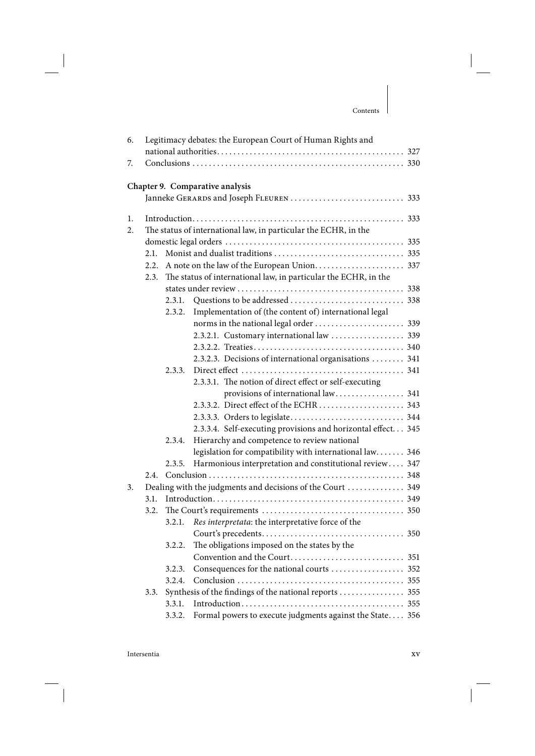6. Legitimacy debates: the European Court of Human Rights and national authorities . . . . . . . . . . . . . . . . . . . . . . . . . . . . . . . . . . . . . . . . . . . . . 327
7. Conclusions . . . . . . . . . . . . . . . . . . . . . . . . . . . . . . . . . . . . . . . . . . . . . . . . . . . 330

**Chapter 9. Comparative analysis**
Janneke Gerards and Joseph Fleuren . . . . . . . . . . . . . . . . . . . . . . . . . . . . 333

1. Introduction . . . . . . . . . . . . . . . . . . . . . . . . . . . . . . . . . . . . . . . . . . . . . . . . . . 333
2. The status of international law, in particular the ECHR, in the domestic legal orders . . . . . . . . . . . . . . . . . . . . . . . . . . . . . . . . . . . . . . . . . . 335
   - 2.1. Monist and dualist traditions . . . . . . . . . . . . . . . . . . . . . . . . . . . . . . . 335
   - 2.2. A note on the law of the European Union. . . . . . . . . . . . . . . . . . . . . . 337
   - 2.3. The status of international law, in particular the ECHR, in the states under review . . . . . . . . . . . . . . . . . . . . . . . . . . . . . . . . . . . . . . . . 338
     - 2.3.1. Questions to be addressed . . . . . . . . . . . . . . . . . . . . . . . . . . . 338
     - 2.3.2. Implementation of (the content of) international legal norms in the national legal order . . . . . . . . . . . . . . . . . . . . . . 339
       - 2.3.2.1. Customary international law . . . . . . . . . . . . . . . . . . 339
       - 2.3.2.2. Treaties . . . . . . . . . . . . . . . . . . . . . . . . . . . . . . . . . . . . 340
       - 2.3.2.3. Decisions of international organisations . . . . . . . . 341
     - 2.3.3. Direct effect . . . . . . . . . . . . . . . . . . . . . . . . . . . . . . . . . . . . . . . 341
       - 2.3.3.1. The notion of direct effect or self-executing provisions of international law. . . . . . . . . . . . . . . . . 341
       - 2.3.3.2. Direct effect of the ECHR . . . . . . . . . . . . . . . . . . . . 343
       - 2.3.3.3. Orders to legislate. . . . . . . . . . . . . . . . . . . . . . . . . . . 344
       - 2.3.3.4. Self-executing provisions and horizontal effect. . . 345
     - 2.3.4. Hierarchy and competence to review national legislation for compatibility with international law. . . . . . . 346
     - 2.3.5. Harmonious interpretation and constitutional review . . . . 347
   - 2.4. Conclusion . . . . . . . . . . . . . . . . . . . . . . . . . . . . . . . . . . . . . . . . . . . . . . . 348
3. Dealing with the judgments and decisions of the Court . . . . . . . . . . . . . . 349
   - 3.1. Introduction . . . . . . . . . . . . . . . . . . . . . . . . . . . . . . . . . . . . . . . . . . . . . . 349
   - 3.2. The Court's requirements . . . . . . . . . . . . . . . . . . . . . . . . . . . . . . . . . . 350
     - 3.2.1. *Res interpretata*: the interpretative force of the Court's precedents. . . . . . . . . . . . . . . . . . . . . . . . . . . . . . . . . . . 350
     - 3.2.2. The obligations imposed on the states by the Convention and the Court. . . . . . . . . . . . . . . . . . . . . . . . . . . 351
     - 3.2.3. Consequences for the national courts . . . . . . . . . . . . . . . . . . 352
     - 3.2.4. Conclusion . . . . . . . . . . . . . . . . . . . . . . . . . . . . . . . . . . . . . . . . 355
   - 3.3. Synthesis of the findings of the national reports . . . . . . . . . . . . . . . . 355
     - 3.3.1. Introduction . . . . . . . . . . . . . . . . . . . . . . . . . . . . . . . . . . . . . . . 355
     - 3.3.2. Formal powers to execute judgments against the State. . . . 356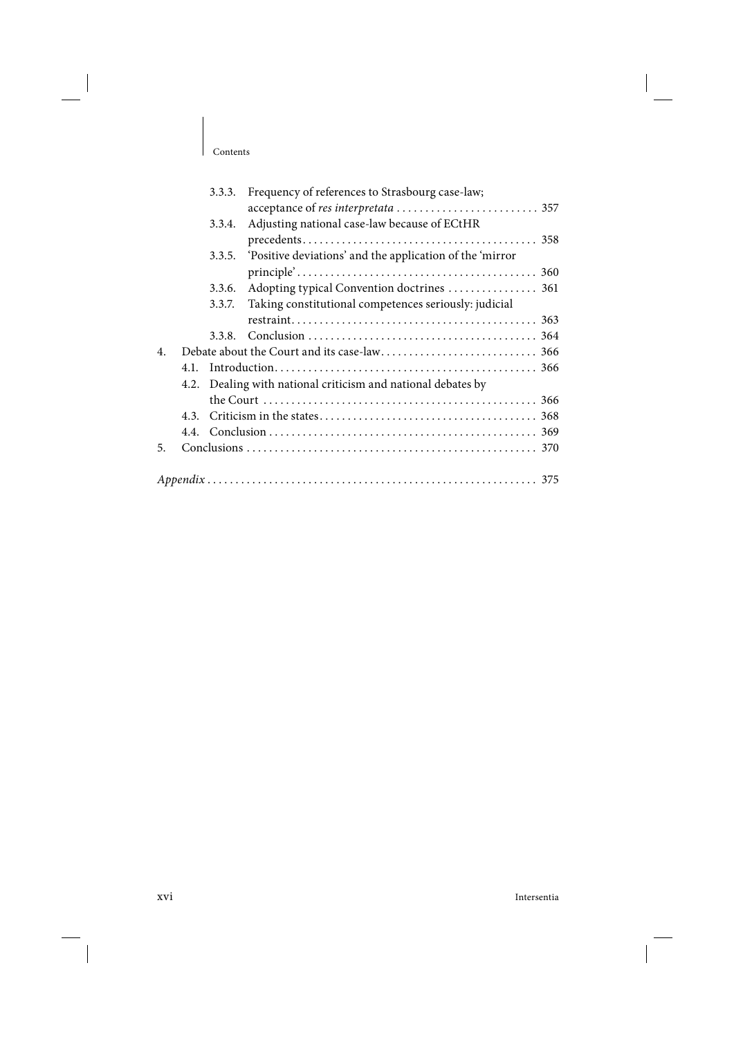3.3.3. Frequency of references to Strasbourg case-law; acceptance of *res interpretata* . . . . . . . . . . . . . . . . . . . . . . . . 357
3.3.4. Adjusting national case-law because of ECtHR precedents. . . . . . . . . . . . . . . . . . . . . . . . . . . . . . . . . . . . . . . . . . 358
3.3.5. 'Positive deviations' and the application of the 'mirror principle' . . . . . . . . . . . . . . . . . . . . . . . . . . . . . . . . . . . . . . . . . . 360
3.3.6. Adopting typical Convention doctrines . . . . . . . . . . . . . . . . 361
3.3.7. Taking constitutional competences seriously: judicial restraint. . . . . . . . . . . . . . . . . . . . . . . . . . . . . . . . . . . . . . . . . . . 363
3.3.8. Conclusion . . . . . . . . . . . . . . . . . . . . . . . . . . . . . . . . . . . . . . . . . 364

4. Debate about the Court and its case-law. . . . . . . . . . . . . . . . . . . . . . . . . . . . 366
   4.1. Introduction. . . . . . . . . . . . . . . . . . . . . . . . . . . . . . . . . . . . . . . . . . . . . . . 366
   4.2. Dealing with national criticism and national debates by the Court . . . . . . . . . . . . . . . . . . . . . . . . . . . . . . . . . . . . . . . . . . . . . . . . 366
   4.3. Criticism in the states. . . . . . . . . . . . . . . . . . . . . . . . . . . . . . . . . . . . . . . 368
   4.4. Conclusion . . . . . . . . . . . . . . . . . . . . . . . . . . . . . . . . . . . . . . . . . . . . . . . . 369
5. Conclusions . . . . . . . . . . . . . . . . . . . . . . . . . . . . . . . . . . . . . . . . . . . . . . . . . . . . 370

*Appendix* . . . . . . . . . . . . . . . . . . . . . . . . . . . . . . . . . . . . . . . . . . . . . . . . . . . . . . . . . . 375